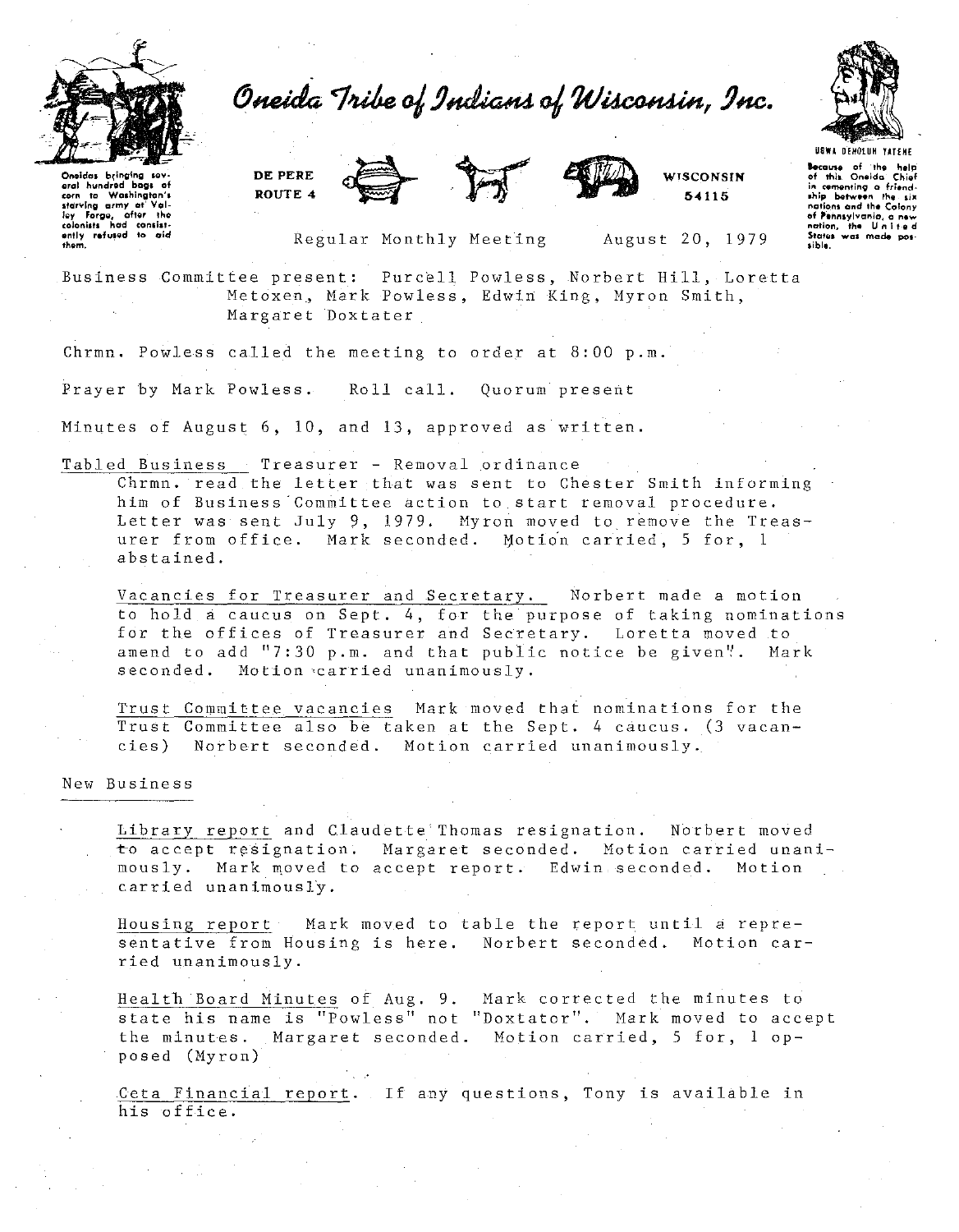# Oneida Tribe of Indians of Wisconsin, Inc.

Oneidas bringing several hundred bags of corn to Washington's starving army at Valley Forge, after the colonists had consistently refused to aid them.

DE PERE
ROUTE 4

WISCONSIN
54115

UGWA DEHOLUH YATEHE

Because of the help of this Oneida Chief in cementing a friendship between the six nations and the Colony of Pennsylvania, a new nation, the United States was made possible.

Regular Monthly Meeting August 20, 1979

Business Committee present: Purcell Powless, Norbert Hill, Loretta Metoxen, Mark Powless, Edwin King, Myron Smith, Margaret Doxtater

Chrmn. Powless called the meeting to order at 8:00 p.m.

Prayer by Mark Powless. Roll call. Quorum present

Minutes of August 6, 10, and 13, approved as written.

Tabled Business Treasurer - Removal ordinance

Chrmn. read the letter that was sent to Chester Smith informing him of Business Committee action to start removal procedure. Letter was sent July 9, 1979. Myron moved to remove the Treasurer from office. Mark seconded. Motion carried, 5 for, 1 abstained.

Vacancies for Treasurer and Secretary. Norbert made a motion to hold a caucus on Sept. 4, for the purpose of taking nominations for the offices of Treasurer and Secretary. Loretta moved to amend to add "7:30 p.m. and that public notice be given". Mark seconded. Motion carried unanimously.

Trust Committee vacancies Mark moved that nominations for the Trust Committee also be taken at the Sept. 4 caucus. (3 vacancies) Norbert seconded. Motion carried unanimously.

New Business

Library report and Claudette Thomas resignation. Norbert moved to accept resignation. Margaret seconded. Motion carried unanimously. Mark moved to accept report. Edwin seconded. Motion carried unanimously.

Housing report Mark moved to table the report until a representative from Housing is here. Norbert seconded. Motion carried unanimously.

Health Board Minutes of Aug. 9. Mark corrected the minutes to state his name is "Powless" not "Doxtator". Mark moved to accept the minutes. Margaret seconded. Motion carried, 5 for, 1 opposed (Myron)

Ceta Financial report. If any questions, Tony is available in his office.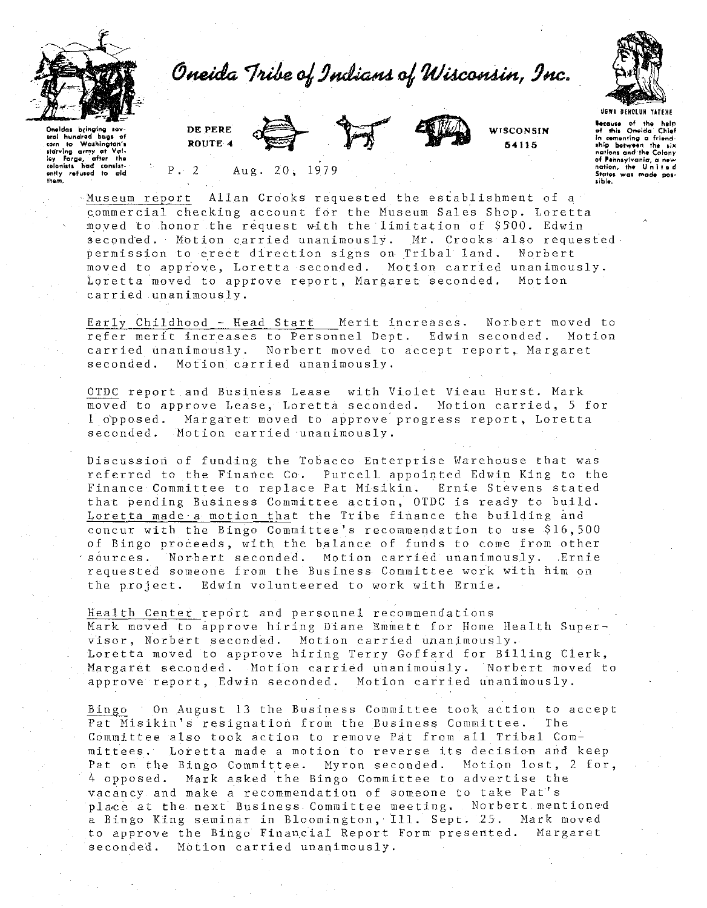# Oneida Tribe of Indians of Wisconsin, Inc.

Oneidas bringing several hundred bags of corn to Washington's starving army at Valley Forge, after the colonists had consistently refused to aid them.

DE PERE
ROUTE 4

WISCONSIN
54115

UGWA DEHOLUH YATEHE

Because of the help of this Oneida Chief in cementing a friendship between the six nations and the Colony of Pennsylvania, a new nation, the United States was made possible.

P. 2 Aug. 20, 1979

Museum report Allan Crooks requested the establishment of a commercial checking account for the Museum Sales Shop. Loretta moved to honor the request with the limitation of $500. Edwin seconded. Motion carried unanimously. Mr. Crooks also requested permission to erect direction signs on Tribal land. Norbert moved to approve, Loretta seconded. Motion carried unanimously. Loretta moved to approve report, Margaret seconded. Motion carried unanimously.

Early Childhood - Head Start Merit increases. Norbert moved to refer merit increases to Personnel Dept. Edwin seconded. Motion carried unanimously. Norbert moved to accept report, Margaret seconded. Motion carried unanimously.

OTDC report and Business Lease with Violet Vieau Hurst. Mark moved to approve Lease, Loretta seconded. Motion carried, 5 for 1 opposed. Margaret moved to approve progress report, Loretta seconded. Motion carried unanimously.

Discussion of funding the Tobacco Enterprise Warehouse that was referred to the Finance Co. Purcell appointed Edwin King to the Finance Committee to replace Pat Misikin. Ernie Stevens stated that pending Business Committee action, OTDC is ready to build. Loretta made a motion that the Tribe finance the building and concur with the Bingo Committee's recommendation to use $16,500 of Bingo proceeds, with the balance of funds to come from other sources. Norbert seconded. Motion carried unanimously. Ernie requested someone from the Business Committee work with him on the project. Edwin volunteered to work with Ernie.

Health Center report and personnel recommendations
Mark moved to approve hiring Diane Emmett for Home Health Supervisor, Norbert seconded. Motion carried unanimously.
Loretta moved to approve hiring Terry Goffard for Billing Clerk, Margaret seconded. Motion carried unanimously. Norbert moved to approve report, Edwin seconded. Motion carried unanimously.

Bingo On August 13 the Business Committee took action to accept Pat Misikin's resignation from the Business Committee. The Committee also took action to remove Pat from all Tribal Committees. Loretta made a motion to reverse its decision and keep Pat on the Bingo Committee. Myron seconded. Motion lost, 2 for, 4 opposed. Mark asked the Bingo Committee to advertise the vacancy and make a recommendation of someone to take Pat's place at the next Business Committee meeting. Norbert mentioned a Bingo King seminar in Bloomington, Ill. Sept. 25. Mark moved to approve the Bingo Financial Report Form presented. Margaret seconded. Motion carried unanimously.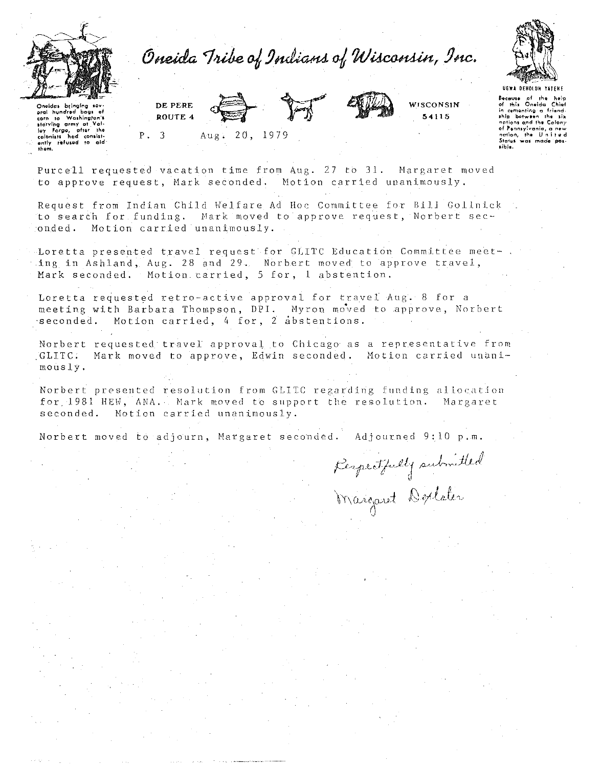Oneida Tribe of Indians of Wisconsin, Inc.

Oneidas bringing several hundred bags of corn to Washington's starving army at Valley Forge, after the colonists had consistently refused to aid them.

DE PERE
ROUTE 4

WISCONSIN
54115

UGWA DEHOLUN YATEHE

Because of the help of this Oneida Chief in cementing a friendship between the six nations and the Colony of Pennsylvania, a new nation, the United States was made possible.

P. 3 Aug. 20, 1979

Purcell requested vacation time from Aug. 27 to 31. Margaret moved to approve request, Mark seconded. Motion carried unanimously.

Request from Indian Child Welfare Ad Hoc Committee for Bill Gollnick to search for funding. Mark moved to approve request, Norbert seconded. Motion carried unanimously.

Loretta presented travel request for GLITC Education Committee meeting in Ashland, Aug. 28 and 29. Norbert moved to approve travel, Mark seconded. Motion carried, 5 for, 1 abstention.

Loretta requested retro-active approval for travel Aug. 8 for a meeting with Barbara Thompson, DPI. Myron moved to approve, Norbert seconded. Motion carried, 4 for, 2 abstentions.

Norbert requested travel approval to Chicago as a representative from GLITC. Mark moved to approve, Edwin seconded. Motion carried unanimously.

Norbert presented resolution from GLITC regarding funding allocation for 1981 HEW, ANA. Mark moved to support the resolution. Margaret seconded. Motion carried unanimously.

Norbert moved to adjourn, Margaret seconded. Adjourned 9:10 p.m.

Respectfully submitted
Margaret Doxtater